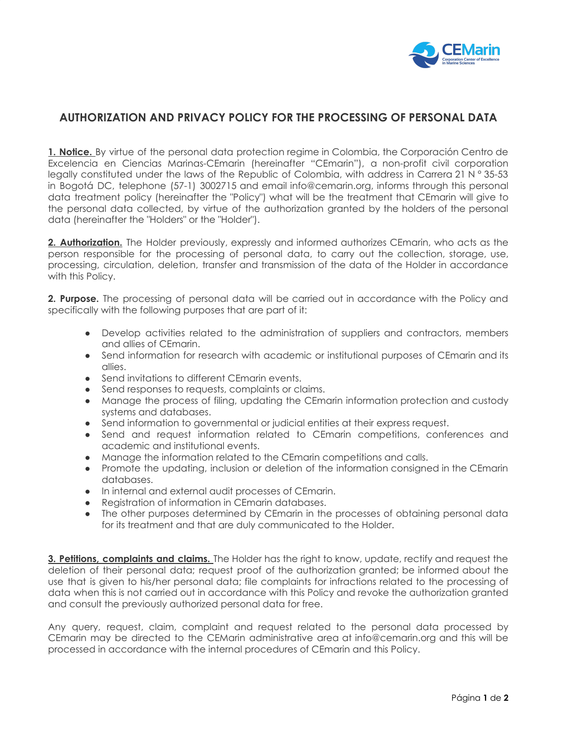# AUTHORIZATION AND PRIVACY POLICY FOR THE PROCESSING OF PERSONAL DATA

**1. Notice.** By virtue of the personal data protection regime in Colombia, the Corporación Centro de Excelencia en Ciencias Marinas-CEmarin (hereinafter "CEmarin"), a non-profit civil corporation legally constituted under the laws of the Republic of Colombia, with address in Carrera 21 N ° 35-53 in Bogotá DC, telephone (57-1) 3002715 and email info@cemarin.org, informs through this personal data treatment policy (hereinafter the "Policy") what will be the treatment that CEmarin will give to the personal data collected, by virtue of the authorization granted by the holders of the personal data (hereinafter the "Holders" or the "Holder").

**2. Authorization.** The Holder previously, expressly and informed authorizes CEmarin, who acts as the person responsible for the processing of personal data, to carry out the collection, storage, use, processing, circulation, deletion, transfer and transmission of the data of the Holder in accordance with this Policy.

**2. Purpose.** The processing of personal data will be carried out in accordance with the Policy and specifically with the following purposes that are part of it:

- Develop activities related to the administration of suppliers and contractors, members and allies of CEmarin.
- Send information for research with academic or institutional purposes of CEmarin and its allies.
- Send invitations to different CEmarin events.
- Send responses to requests, complaints or claims.
- Manage the process of filing, updating the CEmarin information protection and custody systems and databases.
- Send information to governmental or judicial entities at their express request.
- Send and request information related to CEmarin competitions, conferences and academic and institutional events.
- Manage the information related to the CEmarin competitions and calls.
- Promote the updating, inclusion or deletion of the information consigned in the CEmarin databases.
- In internal and external audit processes of CEmarin.
- Registration of information in CEmarin databases.
- The other purposes determined by CEmarin in the processes of obtaining personal data for its treatment and that are duly communicated to the Holder.

**3. Petitions, complaints and claims.** The Holder has the right to know, update, rectify and request the deletion of their personal data; request proof of the authorization granted; be informed about the use that is given to his/her personal data; file complaints for infractions related to the processing of data when this is not carried out in accordance with this Policy and revoke the authorization granted and consult the previously authorized personal data for free.

Any query, request, claim, complaint and request related to the personal data processed by CEmarin may be directed to the CEMarin administrative area at info@cemarin.org and this will be processed in accordance with the internal procedures of CEmarin and this Policy.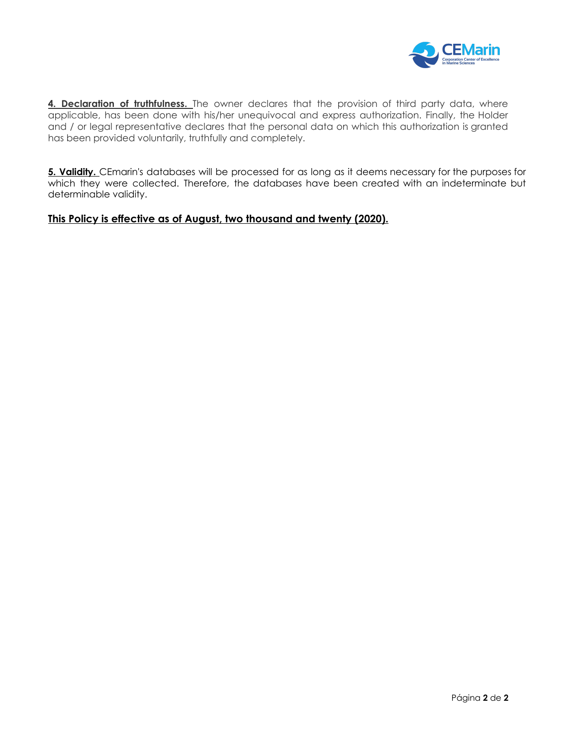**4. Declaration of truthfulness.** The owner declares that the provision of third party data, where applicable, has been done with his/her unequivocal and express authorization. Finally, the Holder and / or legal representative declares that the personal data on which this authorization is granted has been provided voluntarily, truthfully and completely.

**5. Validity.** CEmarin's databases will be processed for as long as it deems necessary for the purposes for which they were collected. Therefore, the databases have been created with an indeterminate but determinable validity.

**This Policy is effective as of August, two thousand and twenty (2020).**